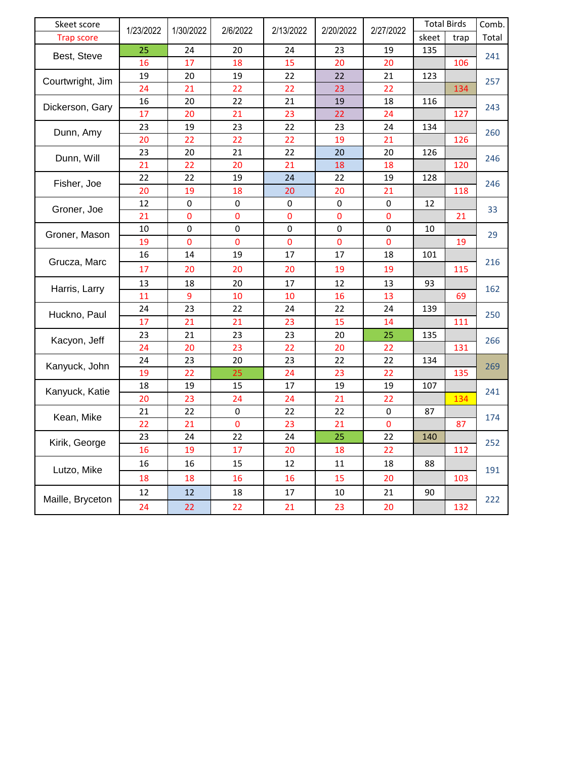| Skeet score / Trap score | 1/23/2022 | 1/30/2022 | 2/6/2022 | 2/13/2022 | 2/20/2022 | 2/27/2022 | Total Birds skeet | Total Birds trap | Comb. Total |
|---|---|---|---|---|---|---|---|---|---|
| Best, Steve | 25 | 24 | 20 | 24 | 23 | 19 | 135 | | 241 |
| | 16 | 17 | 18 | 15 | 20 | 20 | | 106 | |
| Courtwright, Jim | 19 | 20 | 19 | 22 | 22 | 21 | 123 | | 257 |
| | 24 | 21 | 22 | 22 | 23 | 22 | | 134 | |
| Dickerson, Gary | 16 | 20 | 22 | 21 | 19 | 18 | 116 | | 243 |
| | 17 | 20 | 21 | 23 | 22 | 24 | | 127 | |
| Dunn, Amy | 23 | 19 | 23 | 22 | 23 | 24 | 134 | | 260 |
| | 20 | 22 | 22 | 22 | 19 | 21 | | 126 | |
| Dunn, Will | 23 | 20 | 21 | 22 | 20 | 20 | 126 | | 246 |
| | 21 | 22 | 20 | 21 | 18 | 18 | | 120 | |
| Fisher, Joe | 22 | 22 | 19 | 24 | 22 | 19 | 128 | | 246 |
| | 20 | 19 | 18 | 20 | 20 | 21 | | 118 | |
| Groner, Joe | 12 | 0 | 0 | 0 | 0 | 0 | 12 | | 33 |
| | 21 | 0 | 0 | 0 | 0 | 0 | | 21 | |
| Groner, Mason | 10 | 0 | 0 | 0 | 0 | 0 | 10 | | 29 |
| | 19 | 0 | 0 | 0 | 0 | 0 | | 19 | |
| Grucza, Marc | 16 | 14 | 19 | 17 | 17 | 18 | 101 | | 216 |
| | 17 | 20 | 20 | 20 | 19 | 19 | | 115 | |
| Harris, Larry | 13 | 18 | 20 | 17 | 12 | 13 | 93 | | 162 |
| | 11 | 9 | 10 | 10 | 16 | 13 | | 69 | |
| Huckno, Paul | 24 | 23 | 22 | 24 | 22 | 24 | 139 | | 250 |
| | 17 | 21 | 21 | 23 | 15 | 14 | | 111 | |
| Kacyon, Jeff | 23 | 21 | 23 | 23 | 20 | 25 | 135 | | 266 |
| | 24 | 20 | 23 | 22 | 20 | 22 | | 131 | |
| Kanyuck, John | 24 | 23 | 20 | 23 | 22 | 22 | 134 | | 269 |
| | 19 | 22 | 25 | 24 | 23 | 22 | | 135 | |
| Kanyuck, Katie | 18 | 19 | 15 | 17 | 19 | 19 | 107 | | 241 |
| | 20 | 23 | 24 | 24 | 21 | 22 | | 134 | |
| Kean, Mike | 21 | 22 | 0 | 22 | 22 | 0 | 87 | | 174 |
| | 22 | 21 | 0 | 23 | 21 | 0 | | 87 | |
| Kirik, George | 23 | 24 | 22 | 24 | 25 | 22 | 140 | | 252 |
| | 16 | 19 | 17 | 20 | 18 | 22 | | 112 | |
| Lutzo, Mike | 16 | 16 | 15 | 12 | 11 | 18 | 88 | | 191 |
| | 18 | 18 | 16 | 16 | 15 | 20 | | 103 | |
| Maille, Bryceton | 12 | 12 | 18 | 17 | 10 | 21 | 90 | | 222 |
| | 24 | 22 | 22 | 21 | 23 | 20 | | 132 | |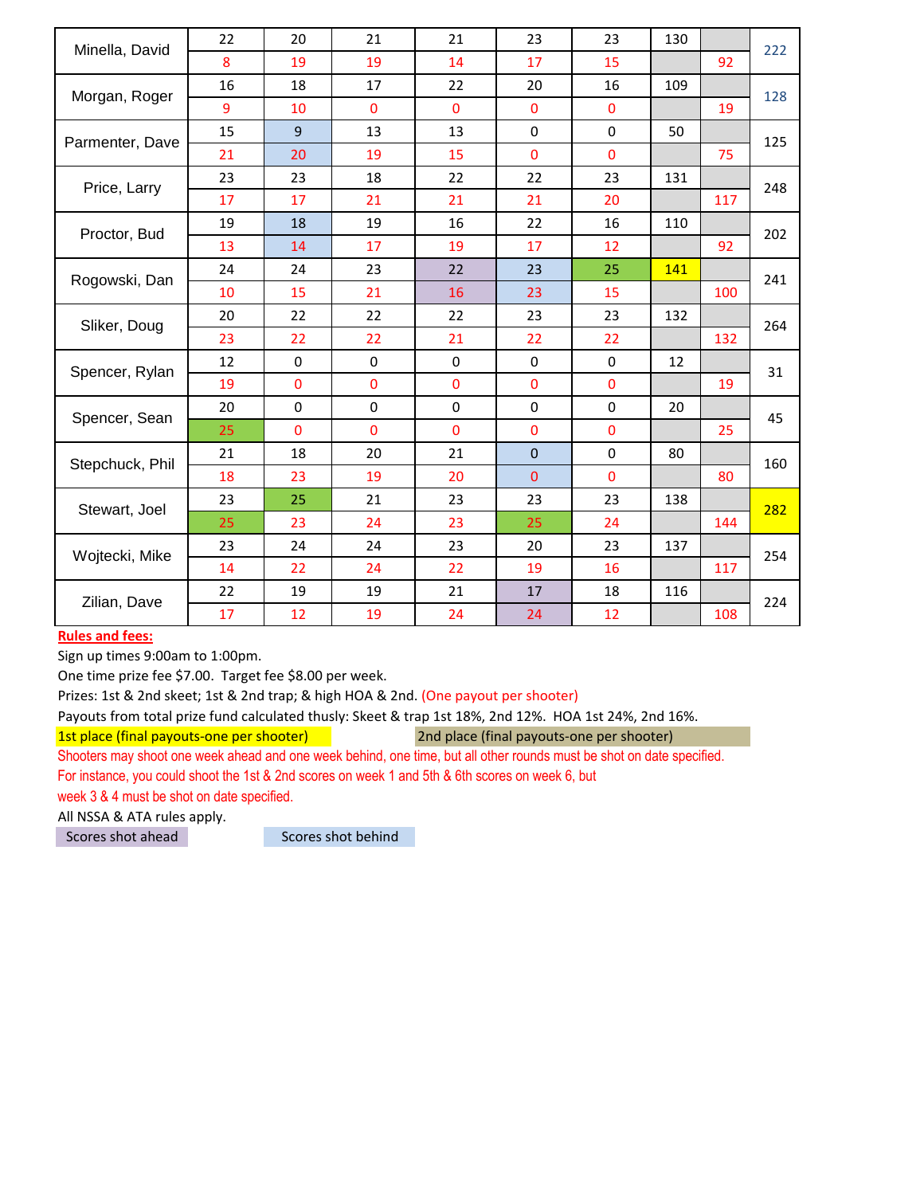| | | | | | | | | | |
|---|---|---|---|---|---|---|---|---|---|
| Minella, David | 22 | 20 | 21 | 21 | 23 | 23 | 130 | | 222 |
| | 8 | 19 | 19 | 14 | 17 | 15 | | 92 | |
| Morgan, Roger | 16 | 18 | 17 | 22 | 20 | 16 | 109 | | 128 |
| | 9 | 10 | 0 | 0 | 0 | 0 | | 19 | |
| Parmenter, Dave | 15 | 9 | 13 | 13 | 0 | 0 | 50 | | 125 |
| | 21 | 20 | 19 | 15 | 0 | 0 | | 75 | |
| Price, Larry | 23 | 23 | 18 | 22 | 22 | 23 | 131 | | 248 |
| | 17 | 17 | 21 | 21 | 21 | 20 | | 117 | |
| Proctor, Bud | 19 | 18 | 19 | 16 | 22 | 16 | 110 | | 202 |
| | 13 | 14 | 17 | 19 | 17 | 12 | | 92 | |
| Rogowski, Dan | 24 | 24 | 23 | 22 | 23 | 25 | 141 | | 241 |
| | 10 | 15 | 21 | 16 | 23 | 15 | | 100 | |
| Sliker, Doug | 20 | 22 | 22 | 22 | 23 | 23 | 132 | | 264 |
| | 23 | 22 | 22 | 21 | 22 | 22 | | 132 | |
| Spencer, Rylan | 12 | 0 | 0 | 0 | 0 | 0 | 12 | | 31 |
| | 19 | 0 | 0 | 0 | 0 | 0 | | 19 | |
| Spencer, Sean | 20 | 0 | 0 | 0 | 0 | 0 | 20 | | 45 |
| | 25 | 0 | 0 | 0 | 0 | 0 | | 25 | |
| Stepchuck, Phil | 21 | 18 | 20 | 21 | 0 | 0 | 80 | | 160 |
| | 18 | 23 | 19 | 20 | 0 | 0 | | 80 | |
| Stewart, Joel | 23 | 25 | 21 | 23 | 23 | 23 | 138 | | 282 |
| | 25 | 23 | 24 | 23 | 25 | 24 | | 144 | |
| Wojtecki, Mike | 23 | 24 | 24 | 23 | 20 | 23 | 137 | | 254 |
| | 14 | 22 | 24 | 22 | 19 | 16 | | 117 | |
| Zilian, Dave | 22 | 19 | 19 | 21 | 17 | 18 | 116 | | 224 |
| | 17 | 12 | 19 | 24 | 24 | 12 | | 108 | |

**Rules and fees:**

Sign up times 9:00am to 1:00pm.

One time prize fee $7.00. Target fee $8.00 per week.

Prizes: 1st & 2nd skeet; 1st & 2nd trap; & high HOA & 2nd. (One payout per shooter)

Payouts from total prize fund calculated thusly: Skeet & trap 1st 18%, 2nd 12%. HOA 1st 24%, 2nd 16%.

1st place (final payouts-one per shooter) 2nd place (final payouts-one per shooter)

Shooters may shoot one week ahead and one week behind, one time, but all other rounds must be shot on date specified.
For instance, you could shoot the 1st & 2nd scores on week 1 and 5th & 6th scores on week 6, but
week 3 & 4 must be shot on date specified.

All NSSA & ATA rules apply.

Scores shot ahead Scores shot behind